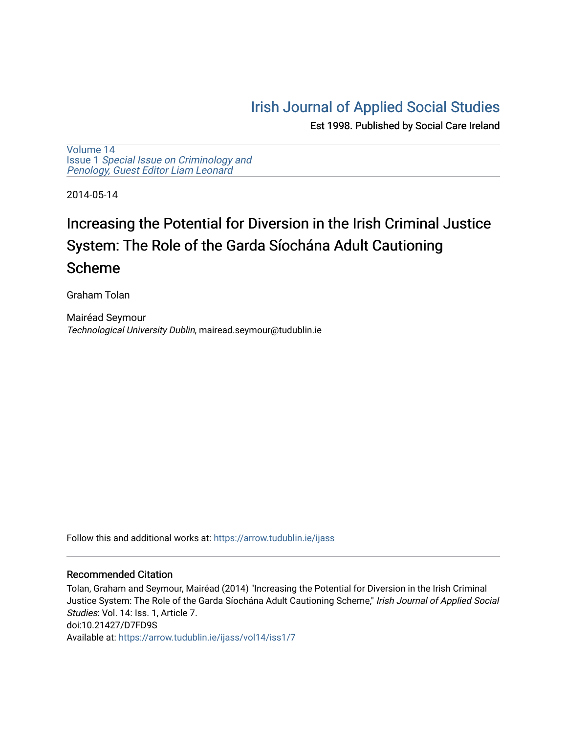# Irish Journal of Applied Social Studies

Est 1998. Published by Social Care Ireland

Volume 14
Issue 1 *Special Issue on Criminology and Penology, Guest Editor Liam Leonard*

2014-05-14

## Increasing the Potential for Diversion in the Irish Criminal Justice System: The Role of the Garda Síochána Adult Cautioning Scheme

Graham Tolan

Mairéad Seymour
*Technological University Dublin*, mairead.seymour@tudublin.ie

Follow this and additional works at: https://arrow.tudublin.ie/ijass

### Recommended Citation

Tolan, Graham and Seymour, Mairéad (2014) "Increasing the Potential for Diversion in the Irish Criminal Justice System: The Role of the Garda Síochána Adult Cautioning Scheme," *Irish Journal of Applied Social Studies*: Vol. 14: Iss. 1, Article 7.
doi:10.21427/D7FD9S
Available at: https://arrow.tudublin.ie/ijass/vol14/iss1/7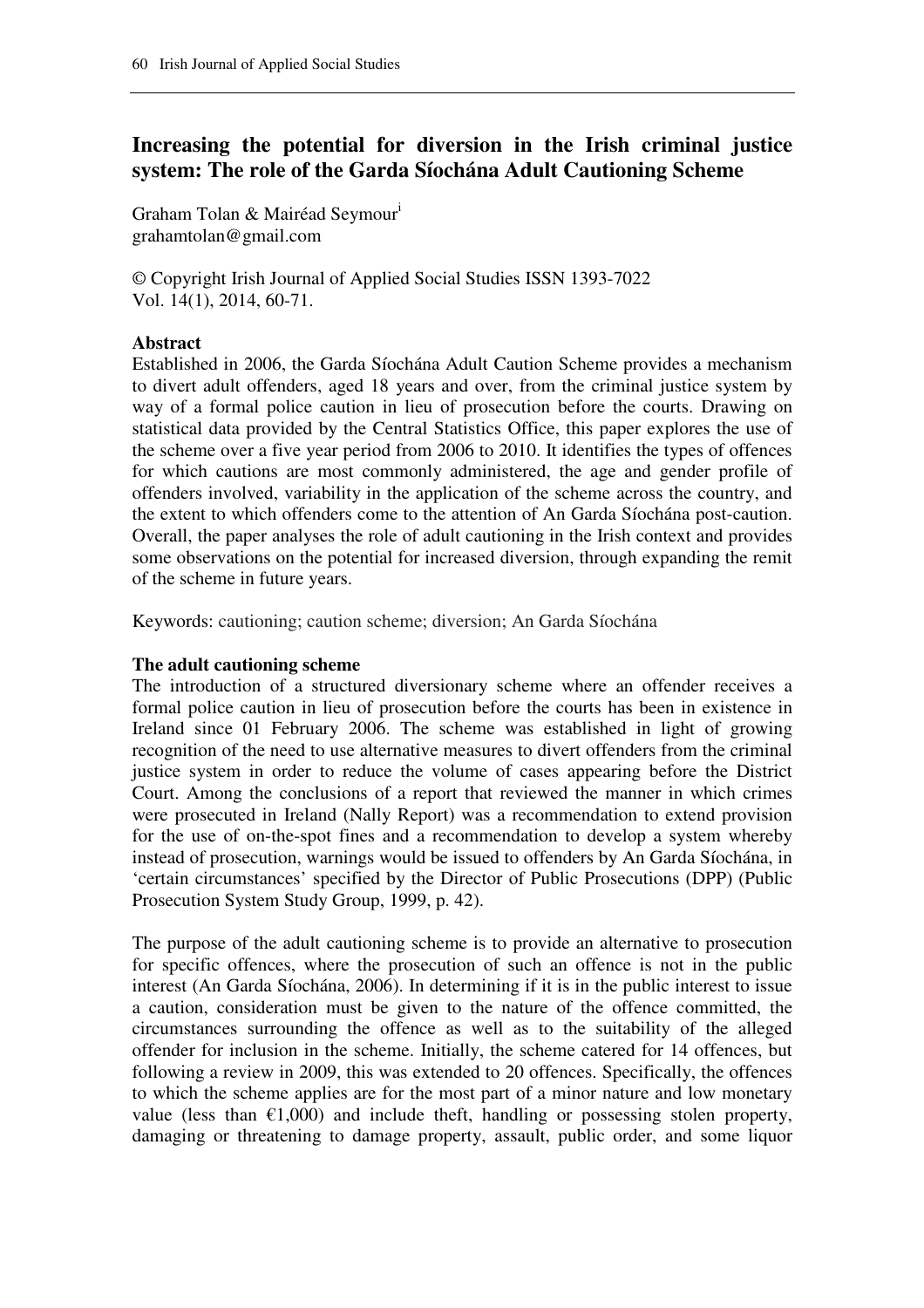# Increasing the potential for diversion in the Irish criminal justice system: The role of the Garda Síochána Adult Cautioning Scheme

Graham Tolan & Mairéad Seymour[i]
grahamtolan@gmail.com

© Copyright Irish Journal of Applied Social Studies ISSN 1393-7022
Vol. 14(1), 2014, 60-71.

**Abstract**

Established in 2006, the Garda Síochána Adult Caution Scheme provides a mechanism to divert adult offenders, aged 18 years and over, from the criminal justice system by way of a formal police caution in lieu of prosecution before the courts. Drawing on statistical data provided by the Central Statistics Office, this paper explores the use of the scheme over a five year period from 2006 to 2010. It identifies the types of offences for which cautions are most commonly administered, the age and gender profile of offenders involved, variability in the application of the scheme across the country, and the extent to which offenders come to the attention of An Garda Síochána post-caution. Overall, the paper analyses the role of adult cautioning in the Irish context and provides some observations on the potential for increased diversion, through expanding the remit of the scheme in future years.

Keywords: cautioning; caution scheme; diversion; An Garda Síochána

**The adult cautioning scheme**

The introduction of a structured diversionary scheme where an offender receives a formal police caution in lieu of prosecution before the courts has been in existence in Ireland since 01 February 2006. The scheme was established in light of growing recognition of the need to use alternative measures to divert offenders from the criminal justice system in order to reduce the volume of cases appearing before the District Court. Among the conclusions of a report that reviewed the manner in which crimes were prosecuted in Ireland (Nally Report) was a recommendation to extend provision for the use of on-the-spot fines and a recommendation to develop a system whereby instead of prosecution, warnings would be issued to offenders by An Garda Síochána, in 'certain circumstances' specified by the Director of Public Prosecutions (DPP) (Public Prosecution System Study Group, 1999, p. 42).

The purpose of the adult cautioning scheme is to provide an alternative to prosecution for specific offences, where the prosecution of such an offence is not in the public interest (An Garda Síochána, 2006). In determining if it is in the public interest to issue a caution, consideration must be given to the nature of the offence committed, the circumstances surrounding the offence as well as to the suitability of the alleged offender for inclusion in the scheme. Initially, the scheme catered for 14 offences, but following a review in 2009, this was extended to 20 offences. Specifically, the offences to which the scheme applies are for the most part of a minor nature and low monetary value (less than €1,000) and include theft, handling or possessing stolen property, damaging or threatening to damage property, assault, public order, and some liquor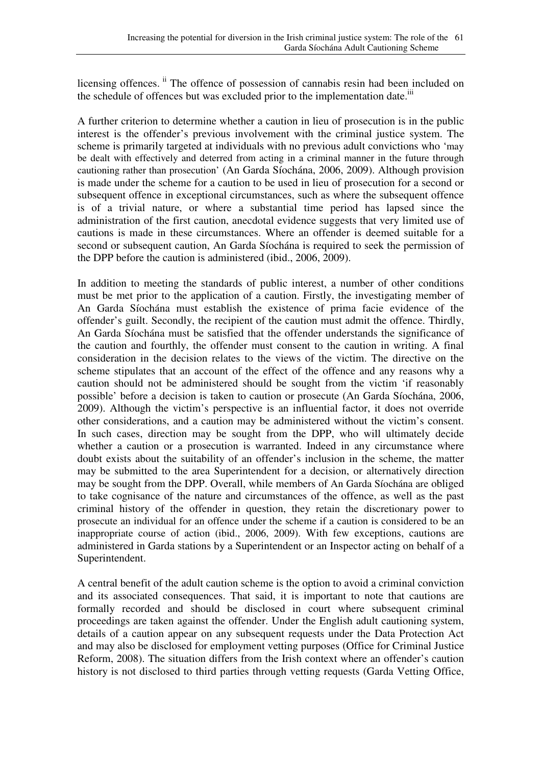licensing offences. [ii] The offence of possession of cannabis resin had been included on the schedule of offences but was excluded prior to the implementation date.[iii]

A further criterion to determine whether a caution in lieu of prosecution is in the public interest is the offender's previous involvement with the criminal justice system. The scheme is primarily targeted at individuals with no previous adult convictions who 'may be dealt with effectively and deterred from acting in a criminal manner in the future through cautioning rather than prosecution' (An Garda Síochána, 2006, 2009). Although provision is made under the scheme for a caution to be used in lieu of prosecution for a second or subsequent offence in exceptional circumstances, such as where the subsequent offence is of a trivial nature, or where a substantial time period has lapsed since the administration of the first caution, anecdotal evidence suggests that very limited use of cautions is made in these circumstances. Where an offender is deemed suitable for a second or subsequent caution, An Garda Síochána is required to seek the permission of the DPP before the caution is administered (ibid., 2006, 2009).

In addition to meeting the standards of public interest, a number of other conditions must be met prior to the application of a caution. Firstly, the investigating member of An Garda Síochána must establish the existence of prima facie evidence of the offender's guilt. Secondly, the recipient of the caution must admit the offence. Thirdly, An Garda Síochána must be satisfied that the offender understands the significance of the caution and fourthly, the offender must consent to the caution in writing. A final consideration in the decision relates to the views of the victim. The directive on the scheme stipulates that an account of the effect of the offence and any reasons why a caution should not be administered should be sought from the victim 'if reasonably possible' before a decision is taken to caution or prosecute (An Garda Síochána, 2006, 2009). Although the victim's perspective is an influential factor, it does not override other considerations, and a caution may be administered without the victim's consent. In such cases, direction may be sought from the DPP, who will ultimately decide whether a caution or a prosecution is warranted. Indeed in any circumstance where doubt exists about the suitability of an offender's inclusion in the scheme, the matter may be submitted to the area Superintendent for a decision, or alternatively direction may be sought from the DPP. Overall, while members of An Garda Síochána are obliged to take cognisance of the nature and circumstances of the offence, as well as the past criminal history of the offender in question, they retain the discretionary power to prosecute an individual for an offence under the scheme if a caution is considered to be an inappropriate course of action (ibid., 2006, 2009). With few exceptions, cautions are administered in Garda stations by a Superintendent or an Inspector acting on behalf of a Superintendent.

A central benefit of the adult caution scheme is the option to avoid a criminal conviction and its associated consequences. That said, it is important to note that cautions are formally recorded and should be disclosed in court where subsequent criminal proceedings are taken against the offender. Under the English adult cautioning system, details of a caution appear on any subsequent requests under the Data Protection Act and may also be disclosed for employment vetting purposes (Office for Criminal Justice Reform, 2008). The situation differs from the Irish context where an offender's caution history is not disclosed to third parties through vetting requests (Garda Vetting Office,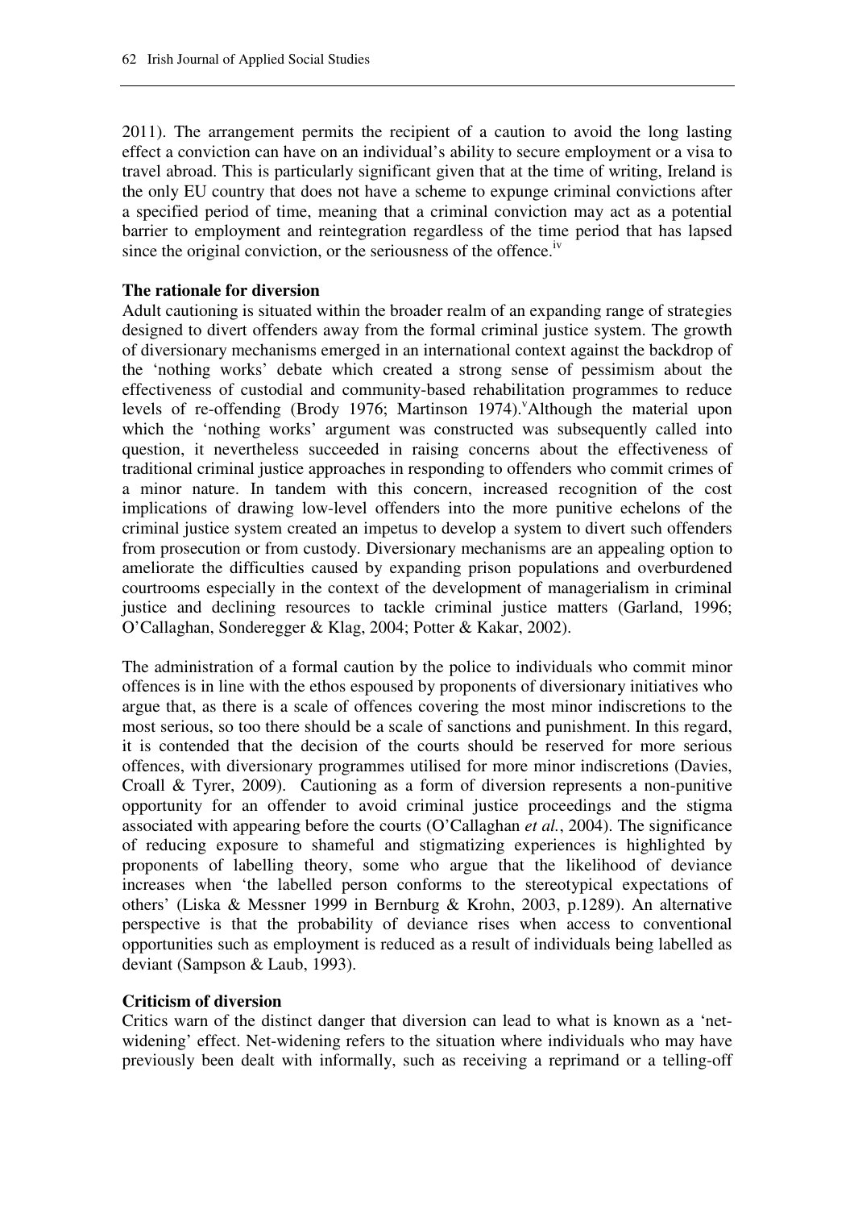2011). The arrangement permits the recipient of a caution to avoid the long lasting effect a conviction can have on an individual's ability to secure employment or a visa to travel abroad. This is particularly significant given that at the time of writing, Ireland is the only EU country that does not have a scheme to expunge criminal convictions after a specified period of time, meaning that a criminal conviction may act as a potential barrier to employment and reintegration regardless of the time period that has lapsed since the original conviction, or the seriousness of the offence.[iv]

**The rationale for diversion**

Adult cautioning is situated within the broader realm of an expanding range of strategies designed to divert offenders away from the formal criminal justice system. The growth of diversionary mechanisms emerged in an international context against the backdrop of the 'nothing works' debate which created a strong sense of pessimism about the effectiveness of custodial and community-based rehabilitation programmes to reduce levels of re-offending (Brody 1976; Martinson 1974).[v] Although the material upon which the 'nothing works' argument was constructed was subsequently called into question, it nevertheless succeeded in raising concerns about the effectiveness of traditional criminal justice approaches in responding to offenders who commit crimes of a minor nature. In tandem with this concern, increased recognition of the cost implications of drawing low-level offenders into the more punitive echelons of the criminal justice system created an impetus to develop a system to divert such offenders from prosecution or from custody. Diversionary mechanisms are an appealing option to ameliorate the difficulties caused by expanding prison populations and overburdened courtrooms especially in the context of the development of managerialism in criminal justice and declining resources to tackle criminal justice matters (Garland, 1996; O'Callaghan, Sonderegger & Klag, 2004; Potter & Kakar, 2002).

The administration of a formal caution by the police to individuals who commit minor offences is in line with the ethos espoused by proponents of diversionary initiatives who argue that, as there is a scale of offences covering the most minor indiscretions to the most serious, so too there should be a scale of sanctions and punishment. In this regard, it is contended that the decision of the courts should be reserved for more serious offences, with diversionary programmes utilised for more minor indiscretions (Davies, Croall & Tyrer, 2009). Cautioning as a form of diversion represents a non-punitive opportunity for an offender to avoid criminal justice proceedings and the stigma associated with appearing before the courts (O'Callaghan *et al.*, 2004). The significance of reducing exposure to shameful and stigmatizing experiences is highlighted by proponents of labelling theory, some who argue that the likelihood of deviance increases when 'the labelled person conforms to the stereotypical expectations of others' (Liska & Messner 1999 in Bernburg & Krohn, 2003, p.1289). An alternative perspective is that the probability of deviance rises when access to conventional opportunities such as employment is reduced as a result of individuals being labelled as deviant (Sampson & Laub, 1993).

**Criticism of diversion**

Critics warn of the distinct danger that diversion can lead to what is known as a 'net-widening' effect. Net-widening refers to the situation where individuals who may have previously been dealt with informally, such as receiving a reprimand or a telling-off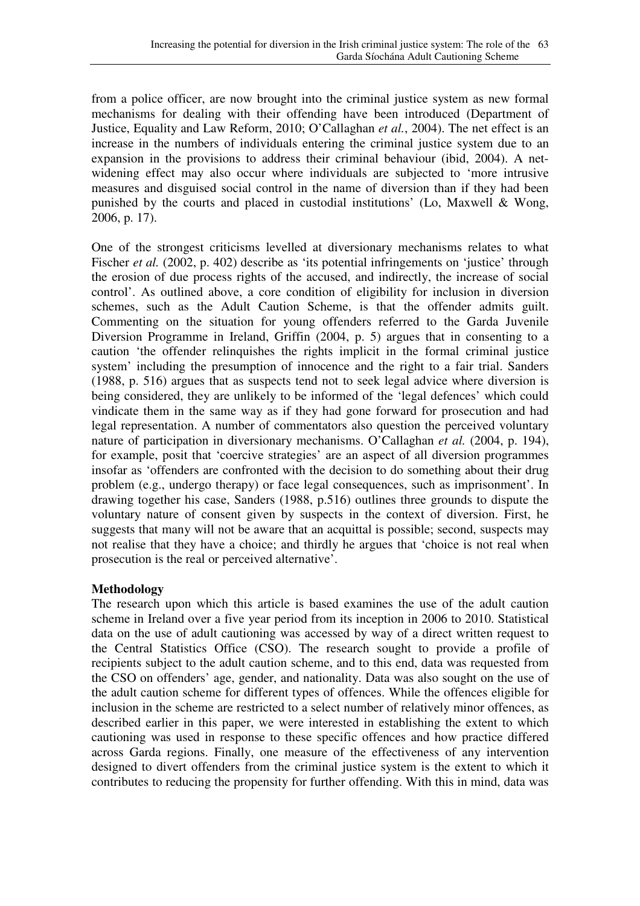from a police officer, are now brought into the criminal justice system as new formal mechanisms for dealing with their offending have been introduced (Department of Justice, Equality and Law Reform, 2010; O'Callaghan *et al.*, 2004). The net effect is an increase in the numbers of individuals entering the criminal justice system due to an expansion in the provisions to address their criminal behaviour (ibid, 2004). A net-widening effect may also occur where individuals are subjected to 'more intrusive measures and disguised social control in the name of diversion than if they had been punished by the courts and placed in custodial institutions' (Lo, Maxwell & Wong, 2006, p. 17).

One of the strongest criticisms levelled at diversionary mechanisms relates to what Fischer *et al.* (2002, p. 402) describe as 'its potential infringements on 'justice' through the erosion of due process rights of the accused, and indirectly, the increase of social control'. As outlined above, a core condition of eligibility for inclusion in diversion schemes, such as the Adult Caution Scheme, is that the offender admits guilt. Commenting on the situation for young offenders referred to the Garda Juvenile Diversion Programme in Ireland, Griffin (2004, p. 5) argues that in consenting to a caution 'the offender relinquishes the rights implicit in the formal criminal justice system' including the presumption of innocence and the right to a fair trial. Sanders (1988, p. 516) argues that as suspects tend not to seek legal advice where diversion is being considered, they are unlikely to be informed of the 'legal defences' which could vindicate them in the same way as if they had gone forward for prosecution and had legal representation. A number of commentators also question the perceived voluntary nature of participation in diversionary mechanisms. O'Callaghan *et al.* (2004, p. 194), for example, posit that 'coercive strategies' are an aspect of all diversion programmes insofar as 'offenders are confronted with the decision to do something about their drug problem (e.g., undergo therapy) or face legal consequences, such as imprisonment'. In drawing together his case, Sanders (1988, p.516) outlines three grounds to dispute the voluntary nature of consent given by suspects in the context of diversion. First, he suggests that many will not be aware that an acquittal is possible; second, suspects may not realise that they have a choice; and thirdly he argues that 'choice is not real when prosecution is the real or perceived alternative'.

**Methodology**

The research upon which this article is based examines the use of the adult caution scheme in Ireland over a five year period from its inception in 2006 to 2010. Statistical data on the use of adult cautioning was accessed by way of a direct written request to the Central Statistics Office (CSO). The research sought to provide a profile of recipients subject to the adult caution scheme, and to this end, data was requested from the CSO on offenders' age, gender, and nationality. Data was also sought on the use of the adult caution scheme for different types of offences. While the offences eligible for inclusion in the scheme are restricted to a select number of relatively minor offences, as described earlier in this paper, we were interested in establishing the extent to which cautioning was used in response to these specific offences and how practice differed across Garda regions. Finally, one measure of the effectiveness of any intervention designed to divert offenders from the criminal justice system is the extent to which it contributes to reducing the propensity for further offending. With this in mind, data was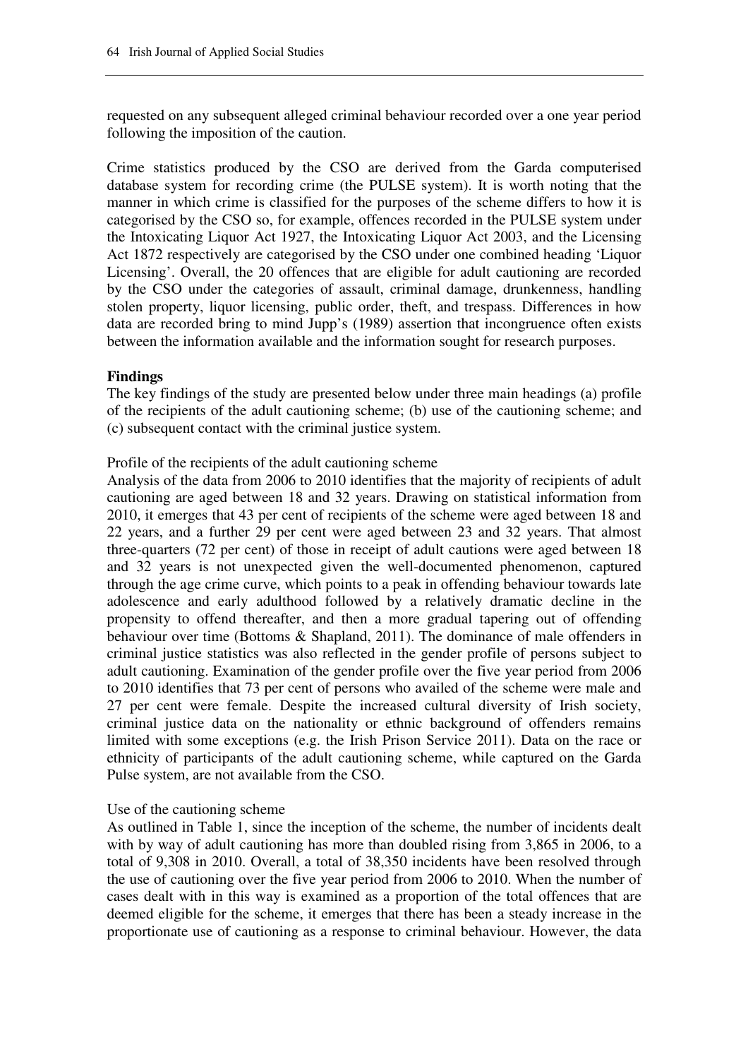requested on any subsequent alleged criminal behaviour recorded over a one year period following the imposition of the caution.

Crime statistics produced by the CSO are derived from the Garda computerised database system for recording crime (the PULSE system). It is worth noting that the manner in which crime is classified for the purposes of the scheme differs to how it is categorised by the CSO so, for example, offences recorded in the PULSE system under the Intoxicating Liquor Act 1927, the Intoxicating Liquor Act 2003, and the Licensing Act 1872 respectively are categorised by the CSO under one combined heading 'Liquor Licensing'. Overall, the 20 offences that are eligible for adult cautioning are recorded by the CSO under the categories of assault, criminal damage, drunkenness, handling stolen property, liquor licensing, public order, theft, and trespass. Differences in how data are recorded bring to mind Jupp's (1989) assertion that incongruence often exists between the information available and the information sought for research purposes.

## Findings

The key findings of the study are presented below under three main headings (a) profile of the recipients of the adult cautioning scheme; (b) use of the cautioning scheme; and (c) subsequent contact with the criminal justice system.

### Profile of the recipients of the adult cautioning scheme

Analysis of the data from 2006 to 2010 identifies that the majority of recipients of adult cautioning are aged between 18 and 32 years. Drawing on statistical information from 2010, it emerges that 43 per cent of recipients of the scheme were aged between 18 and 22 years, and a further 29 per cent were aged between 23 and 32 years. That almost three-quarters (72 per cent) of those in receipt of adult cautions were aged between 18 and 32 years is not unexpected given the well-documented phenomenon, captured through the age crime curve, which points to a peak in offending behaviour towards late adolescence and early adulthood followed by a relatively dramatic decline in the propensity to offend thereafter, and then a more gradual tapering out of offending behaviour over time (Bottoms & Shapland, 2011). The dominance of male offenders in criminal justice statistics was also reflected in the gender profile of persons subject to adult cautioning. Examination of the gender profile over the five year period from 2006 to 2010 identifies that 73 per cent of persons who availed of the scheme were male and 27 per cent were female. Despite the increased cultural diversity of Irish society, criminal justice data on the nationality or ethnic background of offenders remains limited with some exceptions (e.g. the Irish Prison Service 2011). Data on the race or ethnicity of participants of the adult cautioning scheme, while captured on the Garda Pulse system, are not available from the CSO.

### Use of the cautioning scheme

As outlined in Table 1, since the inception of the scheme, the number of incidents dealt with by way of adult cautioning has more than doubled rising from 3,865 in 2006, to a total of 9,308 in 2010. Overall, a total of 38,350 incidents have been resolved through the use of cautioning over the five year period from 2006 to 2010. When the number of cases dealt with in this way is examined as a proportion of the total offences that are deemed eligible for the scheme, it emerges that there has been a steady increase in the proportionate use of cautioning as a response to criminal behaviour. However, the data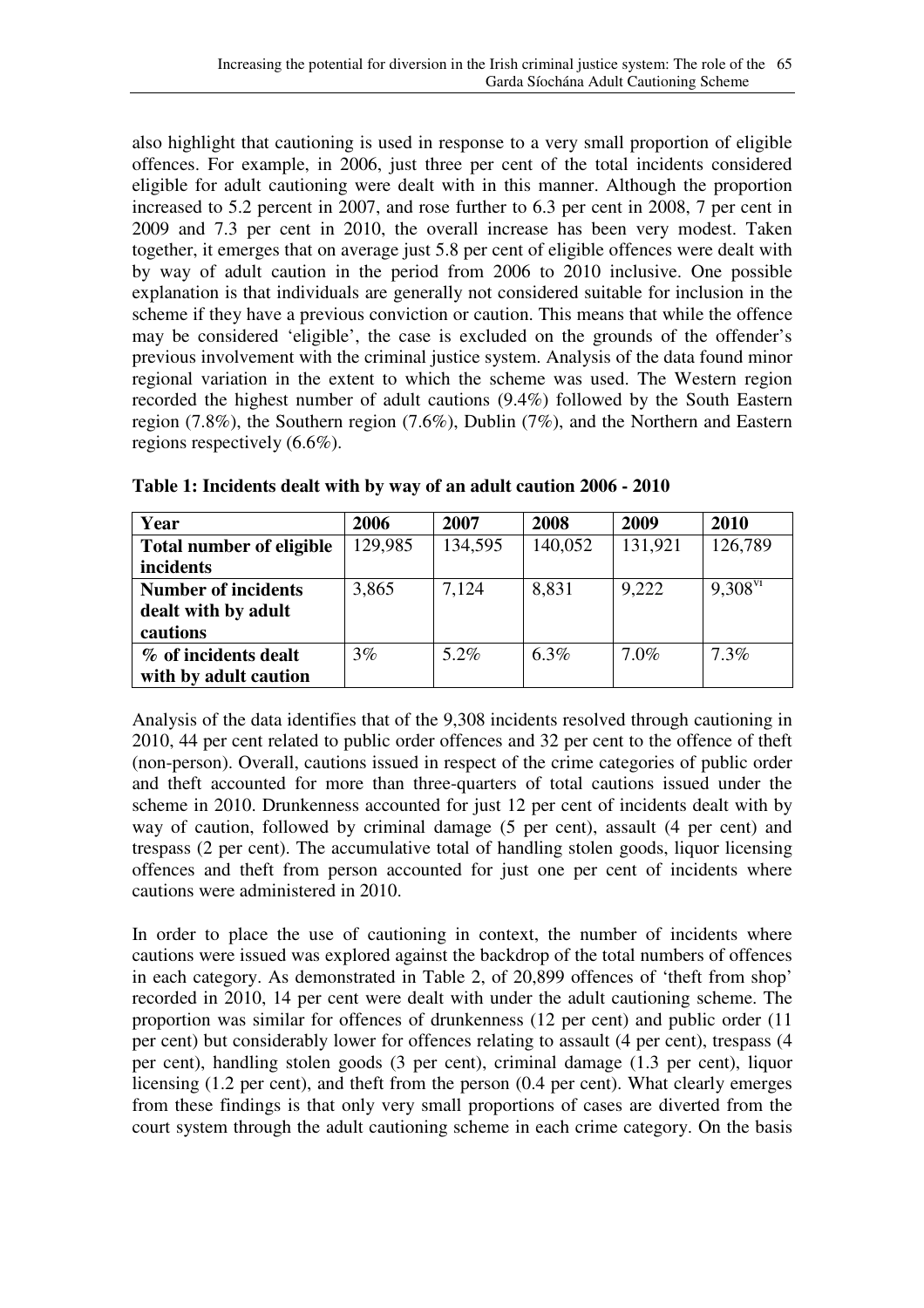also highlight that cautioning is used in response to a very small proportion of eligible offences. For example, in 2006, just three per cent of the total incidents considered eligible for adult cautioning were dealt with in this manner. Although the proportion increased to 5.2 percent in 2007, and rose further to 6.3 per cent in 2008, 7 per cent in 2009 and 7.3 per cent in 2010, the overall increase has been very modest. Taken together, it emerges that on average just 5.8 per cent of eligible offences were dealt with by way of adult caution in the period from 2006 to 2010 inclusive. One possible explanation is that individuals are generally not considered suitable for inclusion in the scheme if they have a previous conviction or caution. This means that while the offence may be considered 'eligible', the case is excluded on the grounds of the offender's previous involvement with the criminal justice system. Analysis of the data found minor regional variation in the extent to which the scheme was used. The Western region recorded the highest number of adult cautions (9.4%) followed by the South Eastern region (7.8%), the Southern region (7.6%), Dublin (7%), and the Northern and Eastern regions respectively (6.6%).

**Table 1: Incidents dealt with by way of an adult caution 2006 - 2010**

| Year | 2006 | 2007 | 2008 | 2009 | 2010 |
|---|---|---|---|---|---|
| **Total number of eligible incidents** | 129,985 | 134,595 | 140,052 | 131,921 | 126,789 |
| **Number of incidents dealt with by adult cautions** | 3,865 | 7,124 | 8,831 | 9,222 | 9,308[vi] |
| **% of incidents dealt with by adult caution** | 3% | 5.2% | 6.3% | 7.0% | 7.3% |

Analysis of the data identifies that of the 9,308 incidents resolved through cautioning in 2010, 44 per cent related to public order offences and 32 per cent to the offence of theft (non-person). Overall, cautions issued in respect of the crime categories of public order and theft accounted for more than three-quarters of total cautions issued under the scheme in 2010. Drunkenness accounted for just 12 per cent of incidents dealt with by way of caution, followed by criminal damage (5 per cent), assault (4 per cent) and trespass (2 per cent). The accumulative total of handling stolen goods, liquor licensing offences and theft from person accounted for just one per cent of incidents where cautions were administered in 2010.

In order to place the use of cautioning in context, the number of incidents where cautions were issued was explored against the backdrop of the total numbers of offences in each category. As demonstrated in Table 2, of 20,899 offences of 'theft from shop' recorded in 2010, 14 per cent were dealt with under the adult cautioning scheme. The proportion was similar for offences of drunkenness (12 per cent) and public order (11 per cent) but considerably lower for offences relating to assault (4 per cent), trespass (4 per cent), handling stolen goods (3 per cent), criminal damage (1.3 per cent), liquor licensing (1.2 per cent), and theft from the person (0.4 per cent). What clearly emerges from these findings is that only very small proportions of cases are diverted from the court system through the adult cautioning scheme in each crime category. On the basis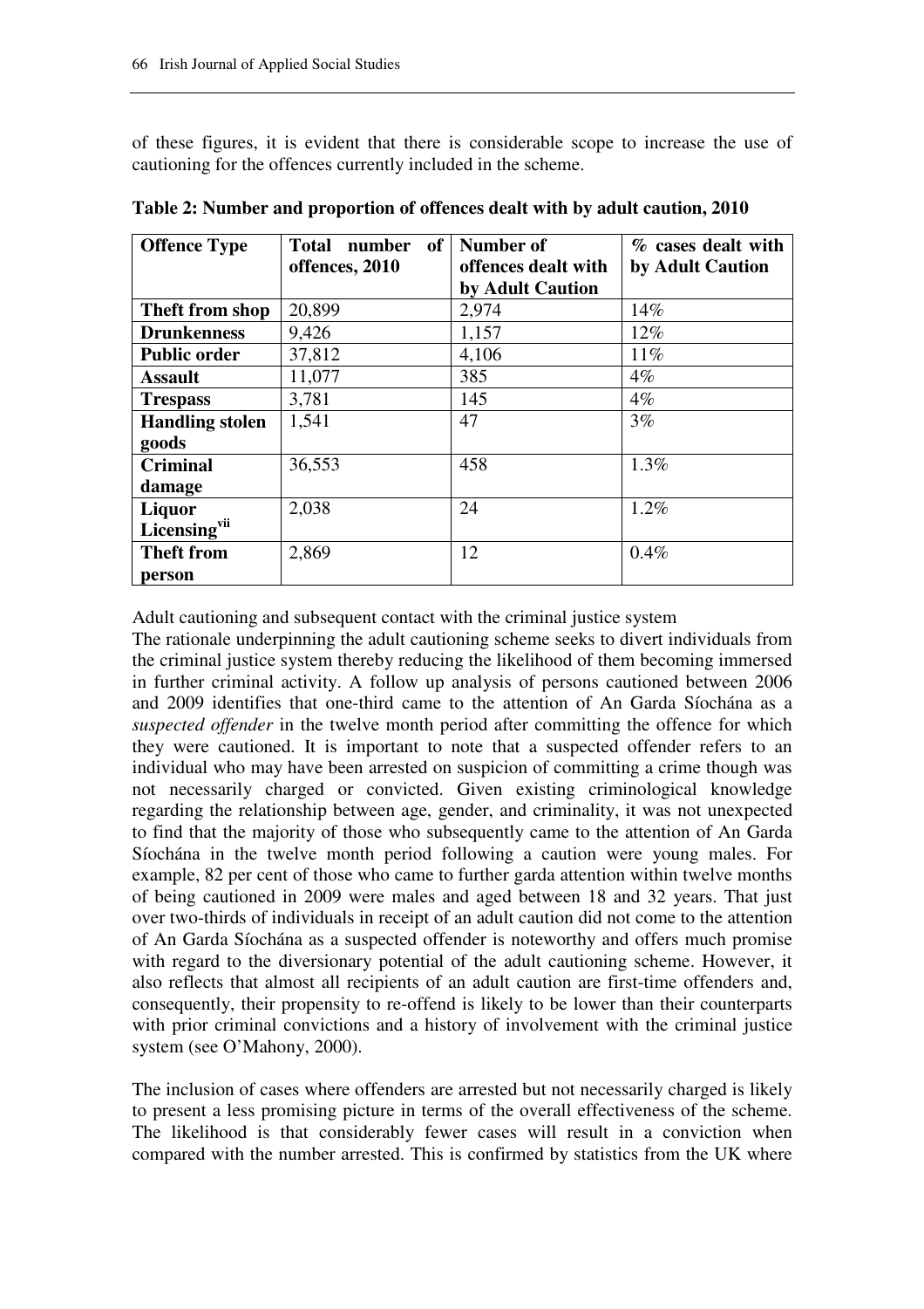of these figures, it is evident that there is considerable scope to increase the use of cautioning for the offences currently included in the scheme.

**Table 2: Number and proportion of offences dealt with by adult caution, 2010**

| Offence Type | Total number of offences, 2010 | Number of offences dealt with by Adult Caution | % cases dealt with by Adult Caution |
|---|---|---|---|
| **Theft from shop** | 20,899 | 2,974 | 14% |
| **Drunkenness** | 9,426 | 1,157 | 12% |
| **Public order** | 37,812 | 4,106 | 11% |
| **Assault** | 11,077 | 385 | 4% |
| **Trespass** | 3,781 | 145 | 4% |
| **Handling stolen goods** | 1,541 | 47 | 3% |
| **Criminal damage** | 36,553 | 458 | 1.3% |
| **Liquor Licensing**[vii] | 2,038 | 24 | 1.2% |
| **Theft from person** | 2,869 | 12 | 0.4% |

Adult cautioning and subsequent contact with the criminal justice system

The rationale underpinning the adult cautioning scheme seeks to divert individuals from the criminal justice system thereby reducing the likelihood of them becoming immersed in further criminal activity. A follow up analysis of persons cautioned between 2006 and 2009 identifies that one-third came to the attention of An Garda Síochána as a *suspected offender* in the twelve month period after committing the offence for which they were cautioned. It is important to note that a suspected offender refers to an individual who may have been arrested on suspicion of committing a crime though was not necessarily charged or convicted. Given existing criminological knowledge regarding the relationship between age, gender, and criminality, it was not unexpected to find that the majority of those who subsequently came to the attention of An Garda Síochána in the twelve month period following a caution were young males. For example, 82 per cent of those who came to further garda attention within twelve months of being cautioned in 2009 were males and aged between 18 and 32 years. That just over two-thirds of individuals in receipt of an adult caution did not come to the attention of An Garda Síochána as a suspected offender is noteworthy and offers much promise with regard to the diversionary potential of the adult cautioning scheme. However, it also reflects that almost all recipients of an adult caution are first-time offenders and, consequently, their propensity to re-offend is likely to be lower than their counterparts with prior criminal convictions and a history of involvement with the criminal justice system (see O'Mahony, 2000).

The inclusion of cases where offenders are arrested but not necessarily charged is likely to present a less promising picture in terms of the overall effectiveness of the scheme. The likelihood is that considerably fewer cases will result in a conviction when compared with the number arrested. This is confirmed by statistics from the UK where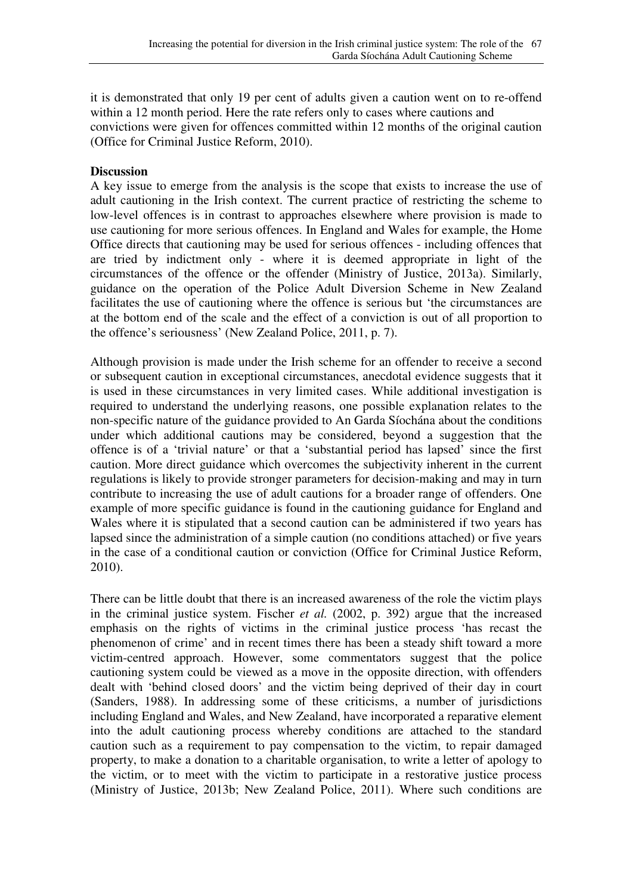it is demonstrated that only 19 per cent of adults given a caution went on to re-offend within a 12 month period. Here the rate refers only to cases where cautions and convictions were given for offences committed within 12 months of the original caution (Office for Criminal Justice Reform, 2010).

## Discussion

A key issue to emerge from the analysis is the scope that exists to increase the use of adult cautioning in the Irish context. The current practice of restricting the scheme to low-level offences is in contrast to approaches elsewhere where provision is made to use cautioning for more serious offences. In England and Wales for example, the Home Office directs that cautioning may be used for serious offences - including offences that are tried by indictment only - where it is deemed appropriate in light of the circumstances of the offence or the offender (Ministry of Justice, 2013a). Similarly, guidance on the operation of the Police Adult Diversion Scheme in New Zealand facilitates the use of cautioning where the offence is serious but 'the circumstances are at the bottom end of the scale and the effect of a conviction is out of all proportion to the offence's seriousness' (New Zealand Police, 2011, p. 7).

Although provision is made under the Irish scheme for an offender to receive a second or subsequent caution in exceptional circumstances, anecdotal evidence suggests that it is used in these circumstances in very limited cases. While additional investigation is required to understand the underlying reasons, one possible explanation relates to the non-specific nature of the guidance provided to An Garda Síochána about the conditions under which additional cautions may be considered, beyond a suggestion that the offence is of a 'trivial nature' or that a 'substantial period has lapsed' since the first caution. More direct guidance which overcomes the subjectivity inherent in the current regulations is likely to provide stronger parameters for decision-making and may in turn contribute to increasing the use of adult cautions for a broader range of offenders. One example of more specific guidance is found in the cautioning guidance for England and Wales where it is stipulated that a second caution can be administered if two years has lapsed since the administration of a simple caution (no conditions attached) or five years in the case of a conditional caution or conviction (Office for Criminal Justice Reform, 2010).

There can be little doubt that there is an increased awareness of the role the victim plays in the criminal justice system. Fischer *et al.* (2002, p. 392) argue that the increased emphasis on the rights of victims in the criminal justice process 'has recast the phenomenon of crime' and in recent times there has been a steady shift toward a more victim-centred approach. However, some commentators suggest that the police cautioning system could be viewed as a move in the opposite direction, with offenders dealt with 'behind closed doors' and the victim being deprived of their day in court (Sanders, 1988). In addressing some of these criticisms, a number of jurisdictions including England and Wales, and New Zealand, have incorporated a reparative element into the adult cautioning process whereby conditions are attached to the standard caution such as a requirement to pay compensation to the victim, to repair damaged property, to make a donation to a charitable organisation, to write a letter of apology to the victim, or to meet with the victim to participate in a restorative justice process (Ministry of Justice, 2013b; New Zealand Police, 2011). Where such conditions are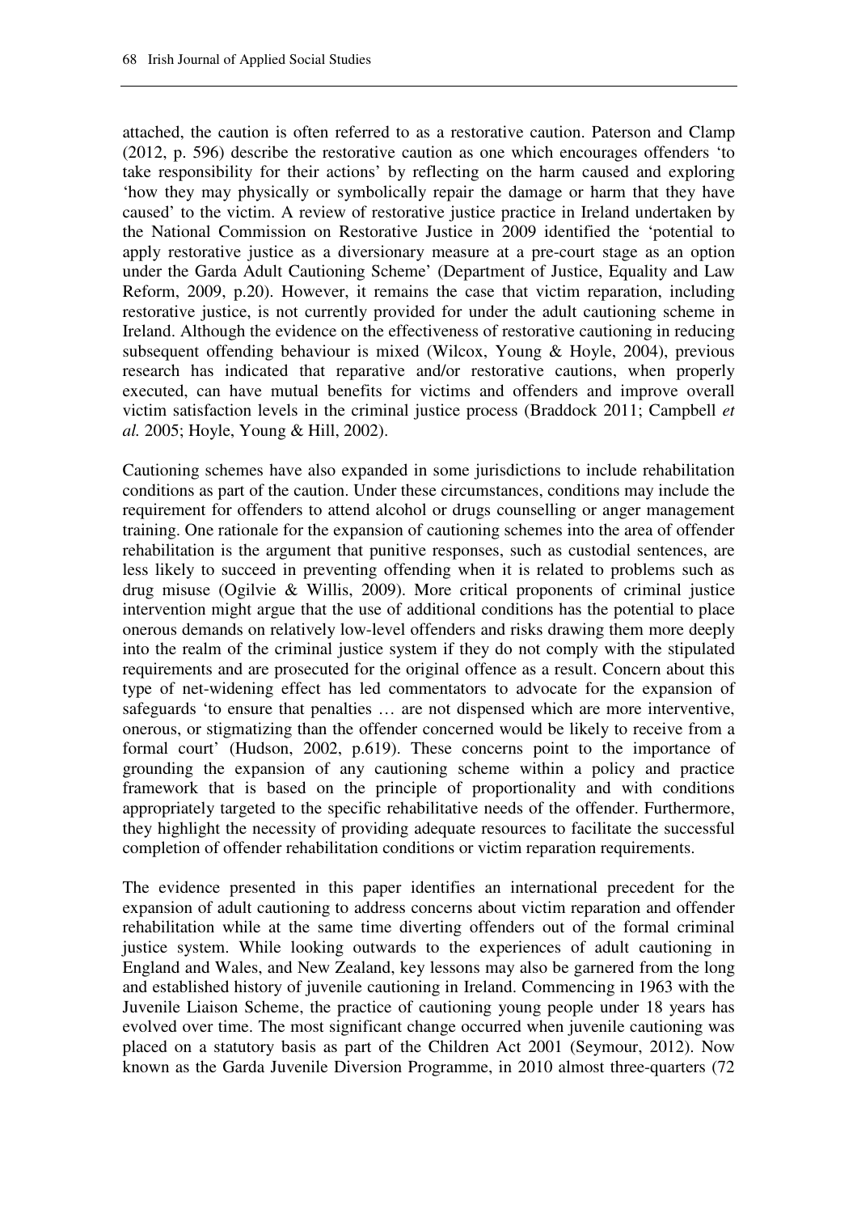attached, the caution is often referred to as a restorative caution. Paterson and Clamp (2012, p. 596) describe the restorative caution as one which encourages offenders 'to take responsibility for their actions' by reflecting on the harm caused and exploring 'how they may physically or symbolically repair the damage or harm that they have caused' to the victim. A review of restorative justice practice in Ireland undertaken by the National Commission on Restorative Justice in 2009 identified the 'potential to apply restorative justice as a diversionary measure at a pre-court stage as an option under the Garda Adult Cautioning Scheme' (Department of Justice, Equality and Law Reform, 2009, p.20). However, it remains the case that victim reparation, including restorative justice, is not currently provided for under the adult cautioning scheme in Ireland. Although the evidence on the effectiveness of restorative cautioning in reducing subsequent offending behaviour is mixed (Wilcox, Young & Hoyle, 2004), previous research has indicated that reparative and/or restorative cautions, when properly executed, can have mutual benefits for victims and offenders and improve overall victim satisfaction levels in the criminal justice process (Braddock 2011; Campbell *et al.* 2005; Hoyle, Young & Hill, 2002).

Cautioning schemes have also expanded in some jurisdictions to include rehabilitation conditions as part of the caution. Under these circumstances, conditions may include the requirement for offenders to attend alcohol or drugs counselling or anger management training. One rationale for the expansion of cautioning schemes into the area of offender rehabilitation is the argument that punitive responses, such as custodial sentences, are less likely to succeed in preventing offending when it is related to problems such as drug misuse (Ogilvie & Willis, 2009). More critical proponents of criminal justice intervention might argue that the use of additional conditions has the potential to place onerous demands on relatively low-level offenders and risks drawing them more deeply into the realm of the criminal justice system if they do not comply with the stipulated requirements and are prosecuted for the original offence as a result. Concern about this type of net-widening effect has led commentators to advocate for the expansion of safeguards 'to ensure that penalties … are not dispensed which are more interventive, onerous, or stigmatizing than the offender concerned would be likely to receive from a formal court' (Hudson, 2002, p.619). These concerns point to the importance of grounding the expansion of any cautioning scheme within a policy and practice framework that is based on the principle of proportionality and with conditions appropriately targeted to the specific rehabilitative needs of the offender. Furthermore, they highlight the necessity of providing adequate resources to facilitate the successful completion of offender rehabilitation conditions or victim reparation requirements.

The evidence presented in this paper identifies an international precedent for the expansion of adult cautioning to address concerns about victim reparation and offender rehabilitation while at the same time diverting offenders out of the formal criminal justice system. While looking outwards to the experiences of adult cautioning in England and Wales, and New Zealand, key lessons may also be garnered from the long and established history of juvenile cautioning in Ireland. Commencing in 1963 with the Juvenile Liaison Scheme, the practice of cautioning young people under 18 years has evolved over time. The most significant change occurred when juvenile cautioning was placed on a statutory basis as part of the Children Act 2001 (Seymour, 2012). Now known as the Garda Juvenile Diversion Programme, in 2010 almost three-quarters (72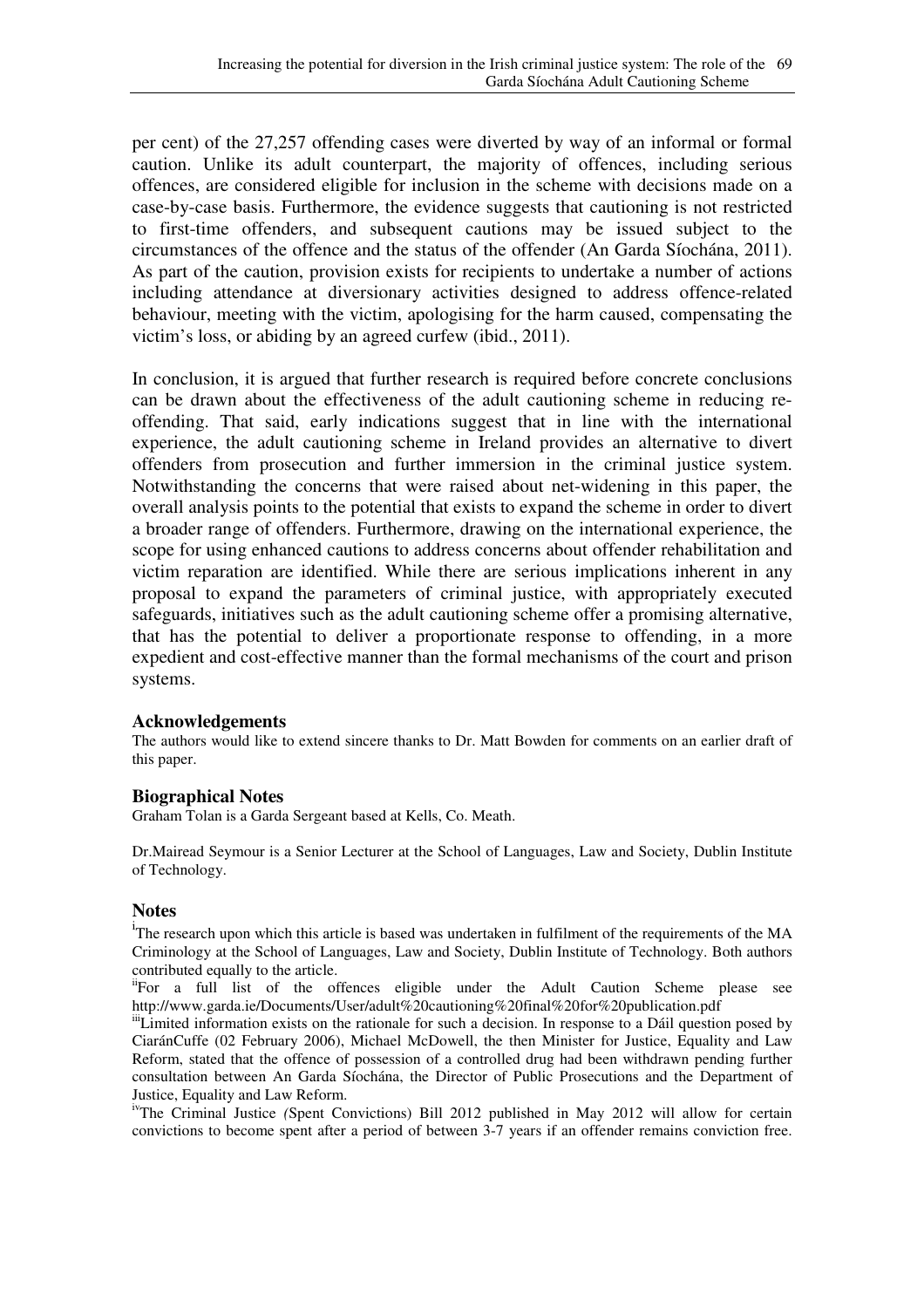per cent) of the 27,257 offending cases were diverted by way of an informal or formal caution. Unlike its adult counterpart, the majority of offences, including serious offences, are considered eligible for inclusion in the scheme with decisions made on a case-by-case basis. Furthermore, the evidence suggests that cautioning is not restricted to first-time offenders, and subsequent cautions may be issued subject to the circumstances of the offence and the status of the offender (An Garda Síochána, 2011). As part of the caution, provision exists for recipients to undertake a number of actions including attendance at diversionary activities designed to address offence-related behaviour, meeting with the victim, apologising for the harm caused, compensating the victim's loss, or abiding by an agreed curfew (ibid., 2011).

In conclusion, it is argued that further research is required before concrete conclusions can be drawn about the effectiveness of the adult cautioning scheme in reducing re-offending. That said, early indications suggest that in line with the international experience, the adult cautioning scheme in Ireland provides an alternative to divert offenders from prosecution and further immersion in the criminal justice system. Notwithstanding the concerns that were raised about net-widening in this paper, the overall analysis points to the potential that exists to expand the scheme in order to divert a broader range of offenders. Furthermore, drawing on the international experience, the scope for using enhanced cautions to address concerns about offender rehabilitation and victim reparation are identified. While there are serious implications inherent in any proposal to expand the parameters of criminal justice, with appropriately executed safeguards, initiatives such as the adult cautioning scheme offer a promising alternative, that has the potential to deliver a proportionate response to offending, in a more expedient and cost-effective manner than the formal mechanisms of the court and prison systems.

### Acknowledgements

The authors would like to extend sincere thanks to Dr. Matt Bowden for comments on an earlier draft of this paper.

### Biographical Notes

Graham Tolan is a Garda Sergeant based at Kells, Co. Meath.

Dr.Mairead Seymour is a Senior Lecturer at the School of Languages, Law and Society, Dublin Institute of Technology.

### Notes

[i]The research upon which this article is based was undertaken in fulfilment of the requirements of the MA Criminology at the School of Languages, Law and Society, Dublin Institute of Technology. Both authors contributed equally to the article.

[ii]For a full list of the offences eligible under the Adult Caution Scheme please see http://www.garda.ie/Documents/User/adult%20cautioning%20final%20for%20publication.pdf

[iii]Limited information exists on the rationale for such a decision. In response to a Dáil question posed by CiaránCuffe (02 February 2006), Michael McDowell, the then Minister for Justice, Equality and Law Reform, stated that the offence of possession of a controlled drug had been withdrawn pending further consultation between An Garda Síochána, the Director of Public Prosecutions and the Department of Justice, Equality and Law Reform.

[iv]The Criminal Justice *(*Spent Convictions) Bill 2012 published in May 2012 will allow for certain convictions to become spent after a period of between 3-7 years if an offender remains conviction free.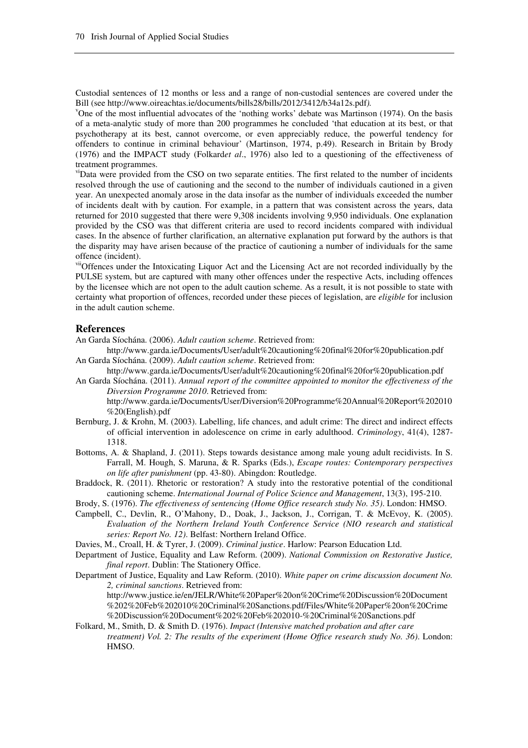Custodial sentences of 12 months or less and a range of non-custodial sentences are covered under the Bill (see http://www.oireachtas.ie/documents/bills28/bills/2012/3412/b34a12s.pdf*).*

[v]One of the most influential advocates of the 'nothing works' debate was Martinson (1974). On the basis of a meta-analytic study of more than 200 programmes he concluded 'that education at its best, or that psychotherapy at its best, cannot overcome, or even appreciably reduce, the powerful tendency for offenders to continue in criminal behaviour' (Martinson, 1974, p.49). Research in Britain by Brody (1976) and the IMPACT study (Folkard*et al*., 1976) also led to a questioning of the effectiveness of treatment programmes.

[vi]Data were provided from the CSO on two separate entities. The first related to the number of incidents resolved through the use of cautioning and the second to the number of individuals cautioned in a given year. An unexpected anomaly arose in the data insofar as the number of individuals exceeded the number of incidents dealt with by caution. For example, in a pattern that was consistent across the years, data returned for 2010 suggested that there were 9,308 incidents involving 9,950 individuals. One explanation provided by the CSO was that different criteria are used to record incidents compared with individual cases. In the absence of further clarification, an alternative explanation put forward by the authors is that the disparity may have arisen because of the practice of cautioning a number of individuals for the same offence (incident).

[vii]Offences under the Intoxicating Liquor Act and the Licensing Act are not recorded individually by the PULSE system, but are captured with many other offences under the respective Acts, including offences by the licensee which are not open to the adult caution scheme. As a result, it is not possible to state with certainty what proportion of offences, recorded under these pieces of legislation, are *eligible* for inclusion in the adult caution scheme.

## References

An Garda Síochána. (2006). *Adult caution scheme*. Retrieved from: http://www.garda.ie/Documents/User/adult%20cautioning%20final%20for%20publication.pdf

An Garda Síochána. (2009). *Adult caution scheme*. Retrieved from: http://www.garda.ie/Documents/User/adult%20cautioning%20final%20for%20publication.pdf

An Garda Síochána. (2011). *Annual report of the committee appointed to monitor the effectiveness of the Diversion Programme 2010*. Retrieved from: http://www.garda.ie/Documents/User/Diversion%20Programme%20Annual%20Report%202010%20(English).pdf

Bernburg, J. & Krohn, M. (2003). Labelling, life chances, and adult crime: The direct and indirect effects of official intervention in adolescence on crime in early adulthood. *Criminology*, 41(4), 1287-1318.

Bottoms, A. & Shapland, J. (2011). Steps towards desistance among male young adult recidivists. In S. Farrall, M. Hough, S. Maruna, & R. Sparks (Eds.), *Escape routes: Contemporary perspectives on life after punishment* (pp. 43-80). Abingdon: Routledge.

Braddock, R. (2011). Rhetoric or restoration? A study into the restorative potential of the conditional cautioning scheme. *International Journal of Police Science and Management*, 13(3), 195-210.

Brody, S. (1976). *The effectiveness of sentencing (Home Office research study No. 35)*. London: HMSO.

Campbell, C., Devlin, R., O'Mahony, D., Doak, J., Jackson, J., Corrigan, T. & McEvoy, K. (2005). *Evaluation of the Northern Ireland Youth Conference Service (NIO research and statistical series: Report No. 12)*. Belfast: Northern Ireland Office.

Davies, M., Croall, H. & Tyrer, J. (2009). *Criminal justice*. Harlow: Pearson Education Ltd.

Department of Justice, Equality and Law Reform. (2009). *National Commission on Restorative Justice, final report*. Dublin: The Stationery Office.

Department of Justice, Equality and Law Reform. (2010). *White paper on crime discussion document No. 2, criminal sanctions*. Retrieved from: http://www.justice.ie/en/JELR/White%20Paper%20on%20Crime%20Discussion%20Document%202%20Feb%202010%20Criminal%20Sanctions.pdf/Files/White%20Paper%20on%20Crime%20Discussion%20Document%202%20Feb%202010-%20Criminal%20Sanctions.pdf

Folkard, M., Smith, D. & Smith D. (1976). *Impact (Intensive matched probation and after care treatment) Vol. 2: The results of the experiment (Home Office research study No. 36)*. London: HMSO.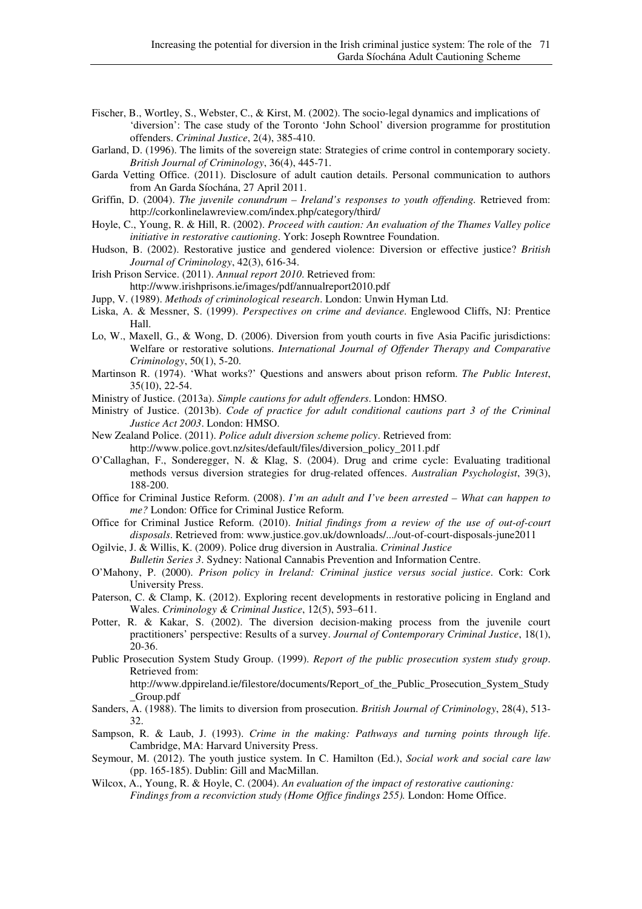Fischer, B., Wortley, S., Webster, C., & Kirst, M. (2002). The socio-legal dynamics and implications of 'diversion': The case study of the Toronto 'John School' diversion programme for prostitution offenders. *Criminal Justice*, 2(4), 385-410.

Garland, D. (1996). The limits of the sovereign state: Strategies of crime control in contemporary society. *British Journal of Criminology*, 36(4), 445-71.

Garda Vetting Office. (2011). Disclosure of adult caution details. Personal communication to authors from An Garda Síochána, 27 April 2011.

Griffin, D. (2004). *The juvenile conundrum – Ireland's responses to youth offending.* Retrieved from: http://corkonlinelawreview.com/index.php/category/third/

Hoyle, C., Young, R. & Hill, R. (2002). *Proceed with caution: An evaluation of the Thames Valley police initiative in restorative cautioning*. York: Joseph Rowntree Foundation.

Hudson, B. (2002). Restorative justice and gendered violence: Diversion or effective justice? *British Journal of Criminology*, 42(3), 616-34.

Irish Prison Service. (2011). *Annual report 2010*. Retrieved from: http://www.irishprisons.ie/images/pdf/annualreport2010.pdf

Jupp, V. (1989). *Methods of criminological research*. London: Unwin Hyman Ltd.

Liska, A. & Messner, S. (1999). *Perspectives on crime and deviance*. Englewood Cliffs, NJ: Prentice Hall.

Lo, W., Maxell, G., & Wong, D. (2006). Diversion from youth courts in five Asia Pacific jurisdictions: Welfare or restorative solutions. *International Journal of Offender Therapy and Comparative Criminology*, 50(1), 5-20.

Martinson R. (1974). 'What works?' Questions and answers about prison reform. *The Public Interest*, 35(10), 22-54.

Ministry of Justice. (2013a). *Simple cautions for adult offenders*. London: HMSO.

Ministry of Justice. (2013b). *Code of practice for adult conditional cautions part 3 of the Criminal Justice Act 2003*. London: HMSO.

New Zealand Police. (2011). *Police adult diversion scheme policy*. Retrieved from: http://www.police.govt.nz/sites/default/files/diversion_policy_2011.pdf

O'Callaghan, F., Sonderegger, N. & Klag, S. (2004). Drug and crime cycle: Evaluating traditional methods versus diversion strategies for drug-related offences. *Australian Psychologist*, 39(3), 188-200.

Office for Criminal Justice Reform. (2008). *I'm an adult and I've been arrested – What can happen to me?* London: Office for Criminal Justice Reform.

Office for Criminal Justice Reform. (2010). *Initial findings from a review of the use of out-of-court disposals*. Retrieved from: www.justice.gov.uk/downloads/.../out-of-court-disposals-june2011

Ogilvie, J. & Willis, K. (2009). Police drug diversion in Australia. *Criminal Justice Bulletin Series 3*. Sydney: National Cannabis Prevention and Information Centre.

O'Mahony, P. (2000). *Prison policy in Ireland: Criminal justice versus social justice*. Cork: Cork University Press.

Paterson, C. & Clamp, K. (2012). Exploring recent developments in restorative policing in England and Wales. *Criminology & Criminal Justice*, 12(5), 593–611.

Potter, R. & Kakar, S. (2002). The diversion decision-making process from the juvenile court practitioners' perspective: Results of a survey. *Journal of Contemporary Criminal Justice*, 18(1), 20-36.

Public Prosecution System Study Group. (1999). *Report of the public prosecution system study group*. Retrieved from: http://www.dppireland.ie/filestore/documents/Report_of_the_Public_Prosecution_System_Study_Group.pdf

Sanders, A. (1988). The limits to diversion from prosecution. *British Journal of Criminology*, 28(4), 513-32.

Sampson, R. & Laub, J. (1993). *Crime in the making: Pathways and turning points through life*. Cambridge, MA: Harvard University Press.

Seymour, M. (2012). The youth justice system. In C. Hamilton (Ed.), *Social work and social care law* (pp. 165-185). Dublin: Gill and MacMillan.

Wilcox, A., Young, R. & Hoyle, C. (2004). *An evaluation of the impact of restorative cautioning: Findings from a reconviction study (Home Office findings 255).* London: Home Office.